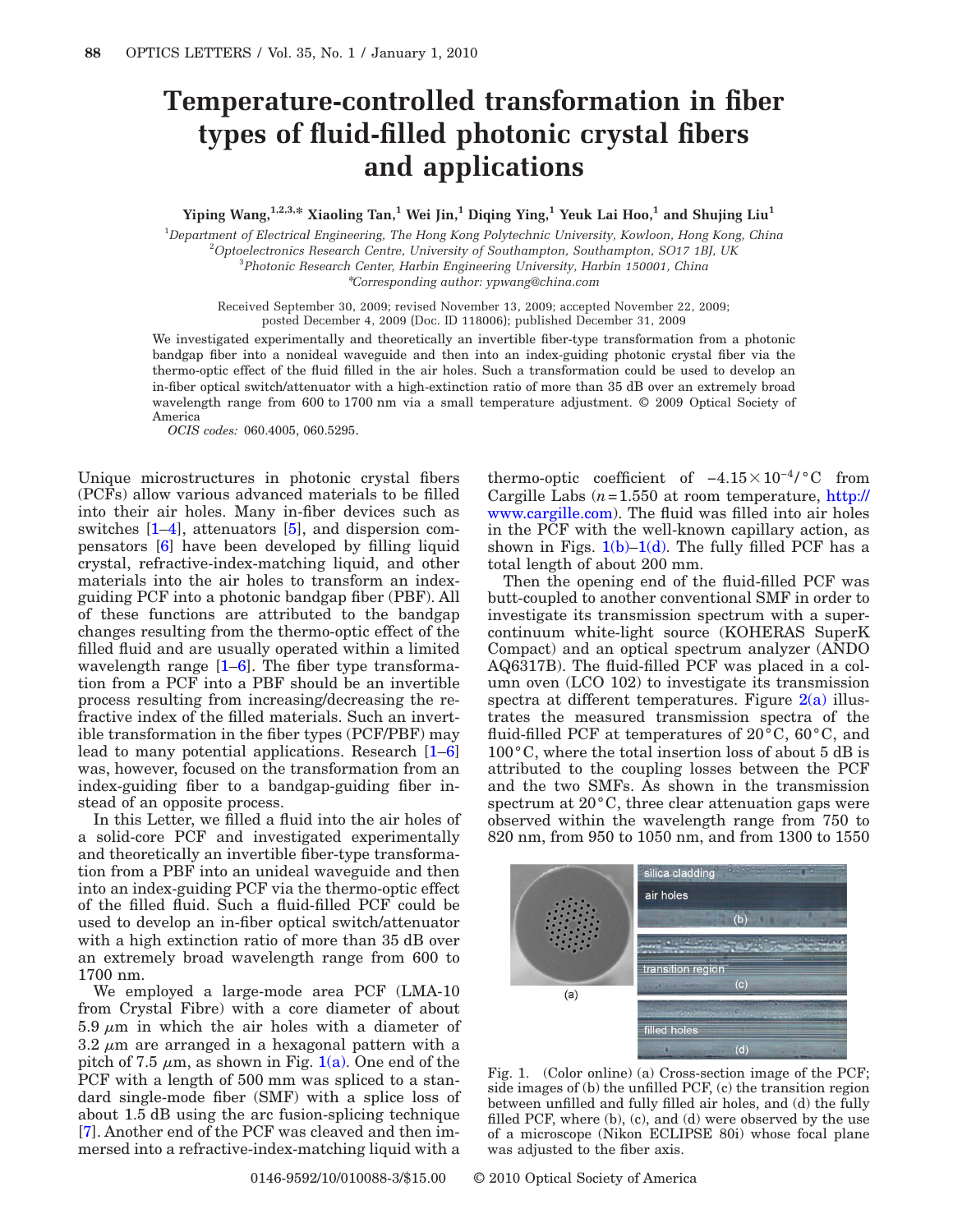# Temperature-controlled transformation in fiber types of fluid-filled photonic crystal fibers and applications

**Yiping Wang,[1,2,3,*] Xiaoling Tan,[1] Wei Jin,[1] Diqing Ying,[1] Yeuk Lai Hoo,[1] and Shujing Liu[1]**

[1]*Department of Electrical Engineering, The Hong Kong Polytechnic University, Kowloon, Hong Kong, China*
[2]*Optoelectronics Research Centre, University of Southampton, Southampton, SO17 1BJ, UK*
[3]*Photonic Research Center, Harbin Engineering University, Harbin 150001, China*
*Corresponding author: ypwang@china.com

Received September 30, 2009; revised November 13, 2009; accepted November 22, 2009; posted December 4, 2009 (Doc. ID 118006); published December 31, 2009

We investigated experimentally and theoretically an invertible fiber-type transformation from a photonic bandgap fiber into a nonideal waveguide and then into an index-guiding photonic crystal fiber via the thermo-optic effect of the fluid filled in the air holes. Such a transformation could be used to develop an in-fiber optical switch/attenuator with a high-extinction ratio of more than 35 dB over an extremely broad wavelength range from 600 to 1700 nm via a small temperature adjustment. © 2009 Optical Society of America

*OCIS codes:* 060.4005, 060.5295.

Unique microstructures in photonic crystal fibers (PCFs) allow various advanced materials to be filled into their air holes. Many in-fiber devices such as switches [1–4], attenuators [5], and dispersion compensators [6] have been developed by filling liquid crystal, refractive-index-matching liquid, and other materials into the air holes to transform an index-guiding PCF into a photonic bandgap fiber (PBF). All of these functions are attributed to the bandgap changes resulting from the thermo-optic effect of the filled fluid and are usually operated within a limited wavelength range [1–6]. The fiber type transformation from a PCF into a PBF should be an invertible process resulting from increasing/decreasing the refractive index of the filled materials. Such an invertible transformation in the fiber types (PCF/PBF) may lead to many potential applications. Research [1–6] was, however, focused on the transformation from an index-guiding fiber to a bandgap-guiding fiber instead of an opposite process.

In this Letter, we filled a fluid into the air holes of a solid-core PCF and investigated experimentally and theoretically an invertible fiber-type transformation from a PBF into an unideal waveguide and then into an index-guiding PCF via the thermo-optic effect of the filled fluid. Such a fluid-filled PCF could be used to develop an in-fiber optical switch/attenuator with a high extinction ratio of more than 35 dB over an extremely broad wavelength range from 600 to 1700 nm.

We employed a large-mode area PCF (LMA-10 from Crystal Fibre) with a core diameter of about 5.9 $\mu$m in which the air holes with a diameter of 3.2 $\mu$m are arranged in a hexagonal pattern with a pitch of 7.5 $\mu$m, as shown in Fig. 1(a). One end of the PCF with a length of 500 mm was spliced to a standard single-mode fiber (SMF) with a splice loss of about 1.5 dB using the arc fusion-splicing technique [7]. Another end of the PCF was cleaved and then immersed into a refractive-index-matching liquid with a thermo-optic coefficient of $-4.15\times10^{-4}/^{\circ}$C from Cargille Labs ($n=1.550$ at room temperature, http://www.cargille.com). The fluid was filled into air holes in the PCF with the well-known capillary action, as shown in Figs. 1(b)–1(d). The fully filled PCF has a total length of about 200 mm.

Then the opening end of the fluid-filled PCF was butt-coupled to another conventional SMF in order to investigate its transmission spectrum with a supercontinuum white-light source (KOHERAS SuperK Compact) and an optical spectrum analyzer (ANDO AQ6317B). The fluid-filled PCF was placed in a column oven (LCO 102) to investigate its transmission spectra at different temperatures. Figure 2(a) illustrates the measured transmission spectra of the fluid-filled PCF at temperatures of 20°C, 60°C, and 100°C, where the total insertion loss of about 5 dB is attributed to the coupling losses between the PCF and the two SMFs. As shown in the transmission spectrum at 20°C, three clear attenuation gaps were observed within the wavelength range from 750 to 820 nm, from 950 to 1050 nm, and from 1300 to 1550

Fig. 1. (Color online) (a) Cross-section image of the PCF; side images of (b) the unfilled PCF, (c) the transition region between unfilled and fully filled air holes, and (d) the fully filled PCF, where (b), (c), and (d) were observed by the use of a microscope (Nikon ECLIPSE 80i) whose focal plane was adjusted to the fiber axis.

0146-9592/10/010088-3/$15.00 © 2010 Optical Society of America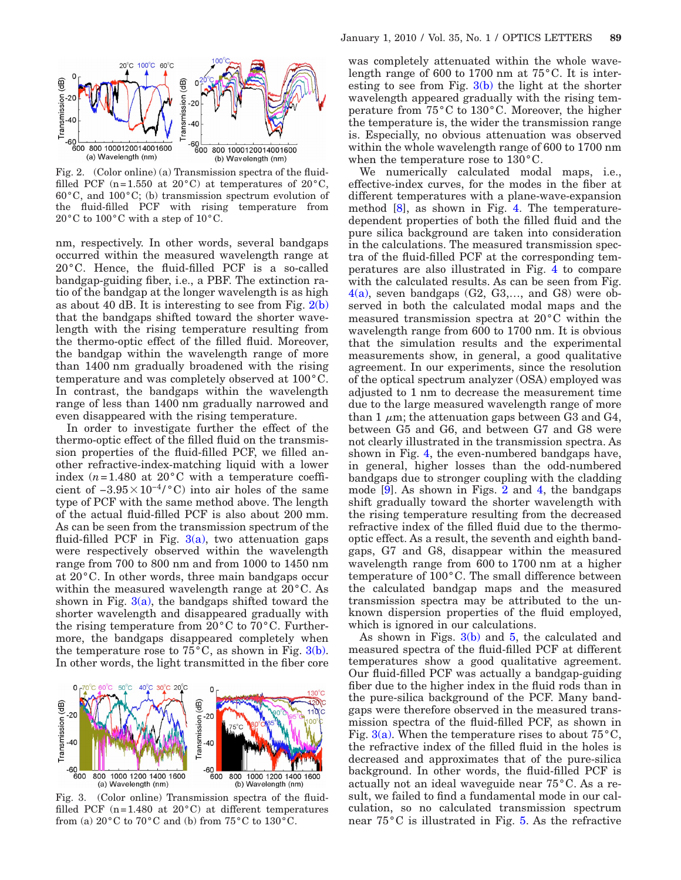Fig. 2. (Color online) (a) Transmission spectra of the fluid-filled PCF (n=1.550 at 20°C) at temperatures of 20°C, 60°C, and 100°C; (b) transmission spectrum evolution of the fluid-filled PCF with rising temperature from 20°C to 100°C with a step of 10°C.

nm, respectively. In other words, several bandgaps occurred within the measured wavelength range at 20°C. Hence, the fluid-filled PCF is a so-called bandgap-guiding fiber, i.e., a PBF. The extinction ratio of the bandgap at the longer wavelength is as high as about 40 dB. It is interesting to see from Fig. 2(b) that the bandgaps shifted toward the shorter wavelength with the rising temperature resulting from the thermo-optic effect of the filled fluid. Moreover, the bandgap within the wavelength range of more than 1400 nm gradually broadened with the rising temperature and was completely observed at 100°C. In contrast, the bandgaps within the wavelength range of less than 1400 nm gradually narrowed and even disappeared with the rising temperature.

In order to investigate further the effect of the thermo-optic effect of the filled fluid on the transmission properties of the fluid-filled PCF, we filled another refractive-index-matching liquid with a lower index ($n=1.480$ at 20°C with a temperature coefficient of $-3.95\times10^{-4}$/°C) into air holes of the same type of PCF with the same method above. The length of the actual fluid-filled PCF is also about 200 mm. As can be seen from the transmission spectrum of the fluid-filled PCF in Fig. 3(a), two attenuation gaps were respectively observed within the wavelength range from 700 to 800 nm and from 1000 to 1450 nm at 20°C. In other words, three main bandgaps occur within the measured wavelength range at 20°C. As shown in Fig. 3(a), the bandgaps shifted toward the shorter wavelength and disappeared gradually with the rising temperature from 20°C to 70°C. Furthermore, the bandgaps disappeared completely when the temperature rose to 75°C, as shown in Fig. 3(b). In other words, the light transmitted in the fiber core was completely attenuated within the whole wavelength range of 600 to 1700 nm at 75°C. It is interesting to see from Fig. 3(b) the light at the shorter wavelength appeared gradually with the rising temperature from 75°C to 130°C. Moreover, the higher the temperature is, the wider the transmission range is. Especially, no obvious attenuation was observed within the whole wavelength range of 600 to 1700 nm when the temperature rose to 130°C.

Fig. 3. (Color online) Transmission spectra of the fluid-filled PCF (n=1.480 at 20°C) at different temperatures from (a) 20°C to 70°C and (b) from 75°C to 130°C.

We numerically calculated modal maps, i.e., effective-index curves, for the modes in the fiber at different temperatures with a plane-wave-expansion method [8], as shown in Fig. 4. The temperature-dependent properties of both the filled fluid and the pure silica background are taken into consideration in the calculations. The measured transmission spectra of the fluid-filled PCF at the corresponding temperatures are also illustrated in Fig. 4 to compare with the calculated results. As can be seen from Fig. 4(a), seven bandgaps (G2, G3,..., and G8) were observed in both the calculated modal maps and the measured transmission spectra at 20°C within the wavelength range from 600 to 1700 nm. It is obvious that the simulation results and the experimental measurements show, in general, a good qualitative agreement. In our experiments, since the resolution of the optical spectrum analyzer (OSA) employed was adjusted to 1 nm to decrease the measurement time due to the large measured wavelength range of more than 1 $\mu$m; the attenuation gaps between G3 and G4, between G5 and G6, and between G7 and G8 were not clearly illustrated in the transmission spectra. As shown in Fig. 4, the even-numbered bandgaps have, in general, higher losses than the odd-numbered bandgaps due to stronger coupling with the cladding mode [9]. As shown in Figs. 2 and 4, the bandgaps shift gradually toward the shorter wavelength with the rising temperature resulting from the decreased refractive index of the filled fluid due to the thermo-optic effect. As a result, the seventh and eighth bandgaps, G7 and G8, disappear within the measured wavelength range from 600 to 1700 nm at a higher temperature of 100°C. The small difference between the calculated bandgap maps and the measured transmission spectra may be attributed to the unknown dispersion properties of the fluid employed, which is ignored in our calculations.

As shown in Figs. 3(b) and 5, the calculated and measured spectra of the fluid-filled PCF at different temperatures show a good qualitative agreement. Our fluid-filled PCF was actually a bandgap-guiding fiber due to the higher index in the fluid rods than in the pure-silica background of the PCF. Many bandgaps were therefore observed in the measured transmission spectra of the fluid-filled PCF, as shown in Fig. 3(a). When the temperature rises to about 75°C, the refractive index of the filled fluid in the holes is decreased and approximates that of the pure-silica background. In other words, the fluid-filled PCF is actually not an ideal waveguide near 75°C. As a result, we failed to find a fundamental mode in our calculation, so no calculated transmission spectrum near 75°C is illustrated in Fig. 5. As the refractive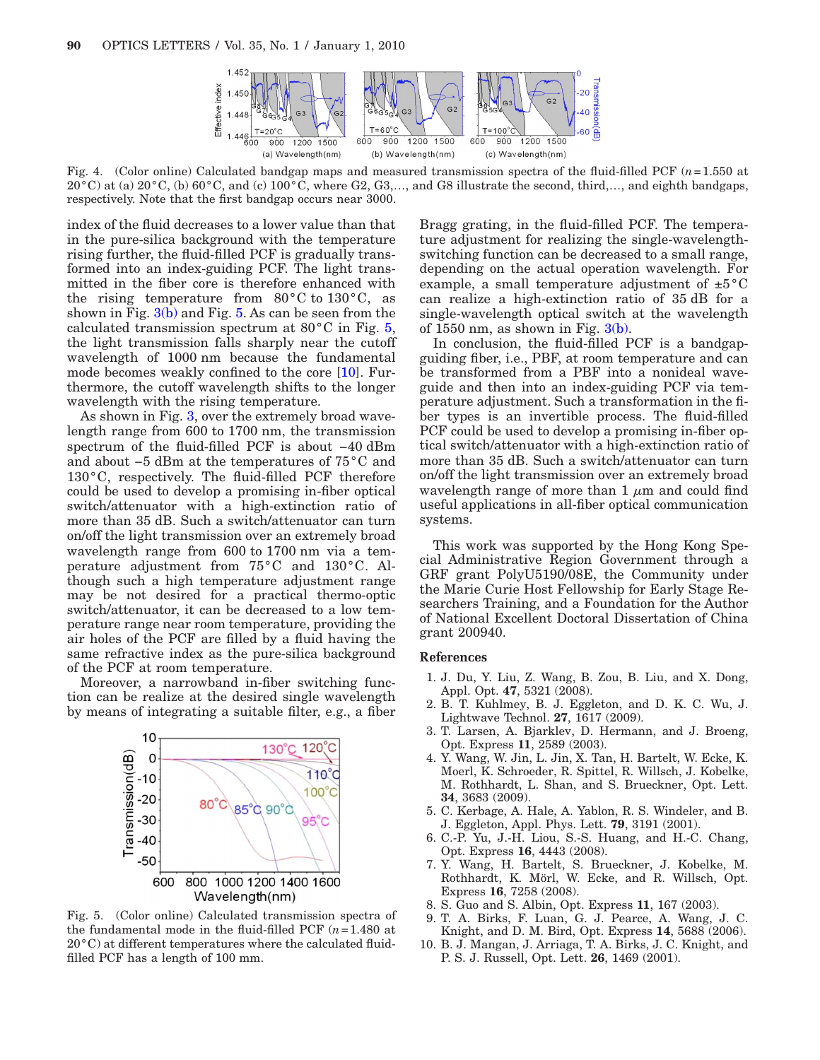1.452

1.450

1.448

1.446

Effective index

G8 G7 G6 G5 G4 G3 G2

T=20°C

600 900 1200 1500

(a) Wavelength(nm)

G7 G6 G5 G4 G3 G2

T=60°C

600 900 1200 1500

(b) Wavelength(nm)

G8 G6 G5 G4 G3 G2

T=100°C

600 900 1200 1500

(c) Wavelength(nm)

0

-20

-40

-60

Transmission(dB)

Fig. 4. (Color online) Calculated bandgap maps and measured transmission spectra of the fluid-filled PCF ($n=1.550$ at 20°C) at (a) 20°C, (b) 60°C, and (c) 100°C, where G2, G3,…, and G8 illustrate the second, third,…, and eighth bandgaps, respectively. Note that the first bandgap occurs near 3000.

index of the fluid decreases to a lower value than that in the pure-silica background with the temperature rising further, the fluid-filled PCF is gradually transformed into an index-guiding PCF. The light transmitted in the fiber core is therefore enhanced with the rising temperature from 80°C to 130°C, as shown in Fig. 3(b) and Fig. 5. As can be seen from the calculated transmission spectrum at 80°C in Fig. 5, the light transmission falls sharply near the cutoff wavelength of 1000 nm because the fundamental mode becomes weakly confined to the core [10]. Furthermore, the cutoff wavelength shifts to the longer wavelength with the rising temperature.

As shown in Fig. 3, over the extremely broad wavelength range from 600 to 1700 nm, the transmission spectrum of the fluid-filled PCF is about −40 dBm and about −5 dBm at the temperatures of 75°C and 130°C, respectively. The fluid-filled PCF therefore could be used to develop a promising in-fiber optical switch/attenuator with a high-extinction ratio of more than 35 dB. Such a switch/attenuator can turn on/off the light transmission over an extremely broad wavelength range from 600 to 1700 nm via a temperature adjustment from 75°C and 130°C. Although such a high temperature adjustment range may be not desired for a practical thermo-optic switch/attenuator, it can be decreased to a low temperature range near room temperature, providing the air holes of the PCF are filled by a fluid having the same refractive index as the pure-silica background of the PCF at room temperature.

Moreover, a narrowband in-fiber switching function can be realize at the desired single wavelength by means of integrating a suitable filter, e.g., a fiber

10

0

-10

-20

-30

-40

-50

Transmission(dB)

130°C 120°C

110°C

100°C

80°C 85°C 90°C

95°C

600 800 1000 1200 1400 1600

Wavelength(nm)

Fig. 5. (Color online) Calculated transmission spectra of the fundamental mode in the fluid-filled PCF ($n=1.480$ at 20°C) at different temperatures where the calculated fluid-filled PCF has a length of 100 mm.

Bragg grating, in the fluid-filled PCF. The temperature adjustment for realizing the single-wavelength-switching function can be decreased to a small range, depending on the actual operation wavelength. For example, a small temperature adjustment of ±5°C can realize a high-extinction ratio of 35 dB for a single-wavelength optical switch at the wavelength of 1550 nm, as shown in Fig. 3(b).

In conclusion, the fluid-filled PCF is a bandgap-guiding fiber, i.e., PBF, at room temperature and can be transformed from a PBF into a nonideal waveguide and then into an index-guiding PCF via temperature adjustment. Such a transformation in the fiber types is an invertible process. The fluid-filled PCF could be used to develop a promising in-fiber optical switch/attenuator with a high-extinction ratio of more than 35 dB. Such a switch/attenuator can turn on/off the light transmission over an extremely broad wavelength range of more than 1 $\mu$m and could find useful applications in all-fiber optical communication systems.

This work was supported by the Hong Kong Special Administrative Region Government through a GRF grant PolyU5190/08E, the Community under the Marie Curie Host Fellowship for Early Stage Researchers Training, and a Foundation for the Author of National Excellent Doctoral Dissertation of China grant 200940.

## References

1. J. Du, Y. Liu, Z. Wang, B. Zou, B. Liu, and X. Dong, Appl. Opt. **47**, 5321 (2008).
2. B. T. Kuhlmey, B. J. Eggleton, and D. K. C. Wu, J. Lightwave Technol. **27**, 1617 (2009).
3. T. Larsen, A. Bjarklev, D. Hermann, and J. Broeng, Opt. Express **11**, 2589 (2003).
4. Y. Wang, W. Jin, L. Jin, X. Tan, H. Bartelt, W. Ecke, K. Moerl, K. Schroeder, R. Spittel, R. Willsch, J. Kobelke, M. Rothhardt, L. Shan, and S. Brueckner, Opt. Lett. **34**, 3683 (2009).
5. C. Kerbage, A. Hale, A. Yablon, R. S. Windeler, and B. J. Eggleton, Appl. Phys. Lett. **79**, 3191 (2001).
6. C.-P. Yu, J.-H. Liou, S.-S. Huang, and H.-C. Chang, Opt. Express **16**, 4443 (2008).
7. Y. Wang, H. Bartelt, S. Brueckner, J. Kobelke, M. Rothhardt, K. Mörl, W. Ecke, and R. Willsch, Opt. Express **16**, 7258 (2008).
8. S. Guo and S. Albin, Opt. Express **11**, 167 (2003).
9. T. A. Birks, F. Luan, G. J. Pearce, A. Wang, J. C. Knight, and D. M. Bird, Opt. Express **14**, 5688 (2006).
10. B. J. Mangan, J. Arriaga, T. A. Birks, J. C. Knight, and P. S. J. Russell, Opt. Lett. **26**, 1469 (2001).